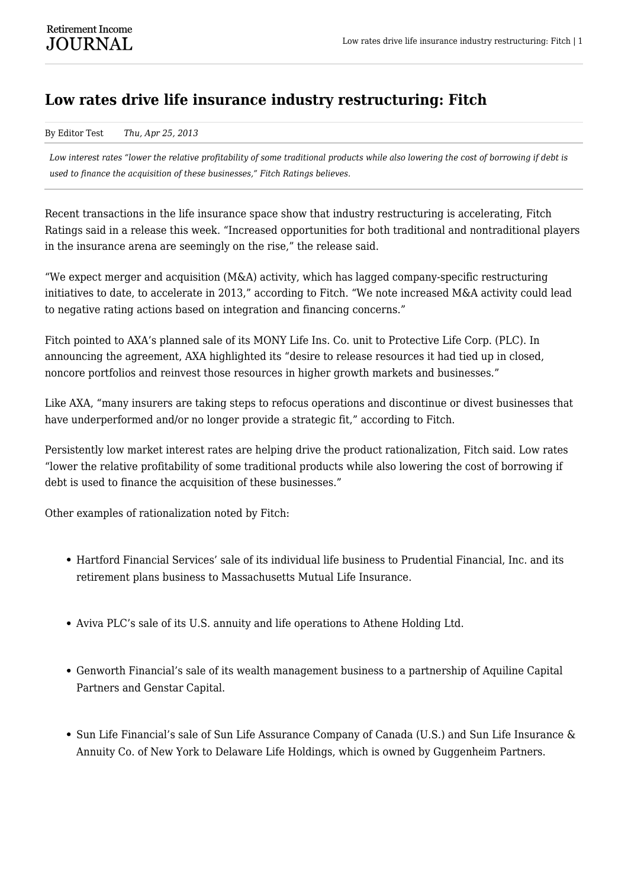# Low rates drive life insurance industry restructuring: Fitch

By Editor Test *Thu, Apr 25, 2013*

*Low interest rates "lower the relative profitability of some traditional products while also lowering the cost of borrowing if debt is used to finance the acquisition of these businesses," Fitch Ratings believes.*

Recent transactions in the life insurance space show that industry restructuring is accelerating, Fitch Ratings said in a release this week. "Increased opportunities for both traditional and nontraditional players in the insurance arena are seemingly on the rise," the release said.

"We expect merger and acquisition (M&A) activity, which has lagged company-specific restructuring initiatives to date, to accelerate in 2013," according to Fitch. "We note increased M&A activity could lead to negative rating actions based on integration and financing concerns."

Fitch pointed to AXA's planned sale of its MONY Life Ins. Co. unit to Protective Life Corp. (PLC). In announcing the agreement, AXA highlighted its "desire to release resources it had tied up in closed, noncore portfolios and reinvest those resources in higher growth markets and businesses."

Like AXA, "many insurers are taking steps to refocus operations and discontinue or divest businesses that have underperformed and/or no longer provide a strategic fit," according to Fitch.

Persistently low market interest rates are helping drive the product rationalization, Fitch said. Low rates "lower the relative profitability of some traditional products while also lowering the cost of borrowing if debt is used to finance the acquisition of these businesses."

Other examples of rationalization noted by Fitch:

- Hartford Financial Services' sale of its individual life business to Prudential Financial, Inc. and its retirement plans business to Massachusetts Mutual Life Insurance.
- Aviva PLC's sale of its U.S. annuity and life operations to Athene Holding Ltd.
- Genworth Financial's sale of its wealth management business to a partnership of Aquiline Capital Partners and Genstar Capital.
- Sun Life Financial's sale of Sun Life Assurance Company of Canada (U.S.) and Sun Life Insurance & Annuity Co. of New York to Delaware Life Holdings, which is owned by Guggenheim Partners.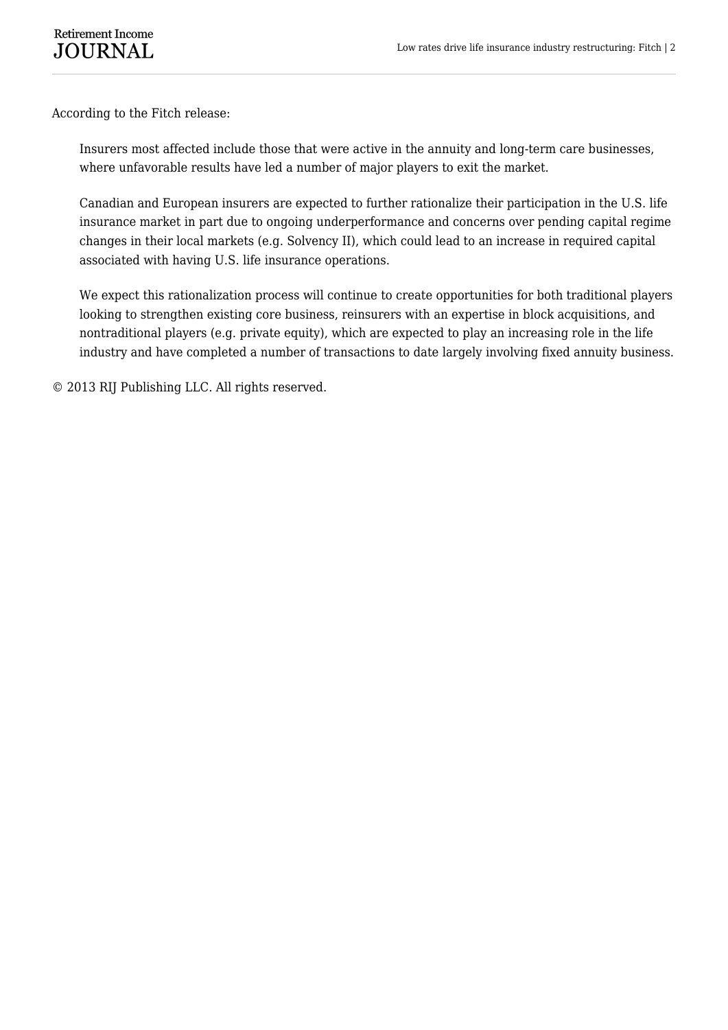According to the Fitch release:

> Insurers most affected include those that were active in the annuity and long-term care businesses, where unfavorable results have led a number of major players to exit the market.
>
> Canadian and European insurers are expected to further rationalize their participation in the U.S. life insurance market in part due to ongoing underperformance and concerns over pending capital regime changes in their local markets (e.g. Solvency II), which could lead to an increase in required capital associated with having U.S. life insurance operations.
>
> We expect this rationalization process will continue to create opportunities for both traditional players looking to strengthen existing core business, reinsurers with an expertise in block acquisitions, and nontraditional players (e.g. private equity), which are expected to play an increasing role in the life industry and have completed a number of transactions to date largely involving fixed annuity business.

© 2013 RIJ Publishing LLC. All rights reserved.